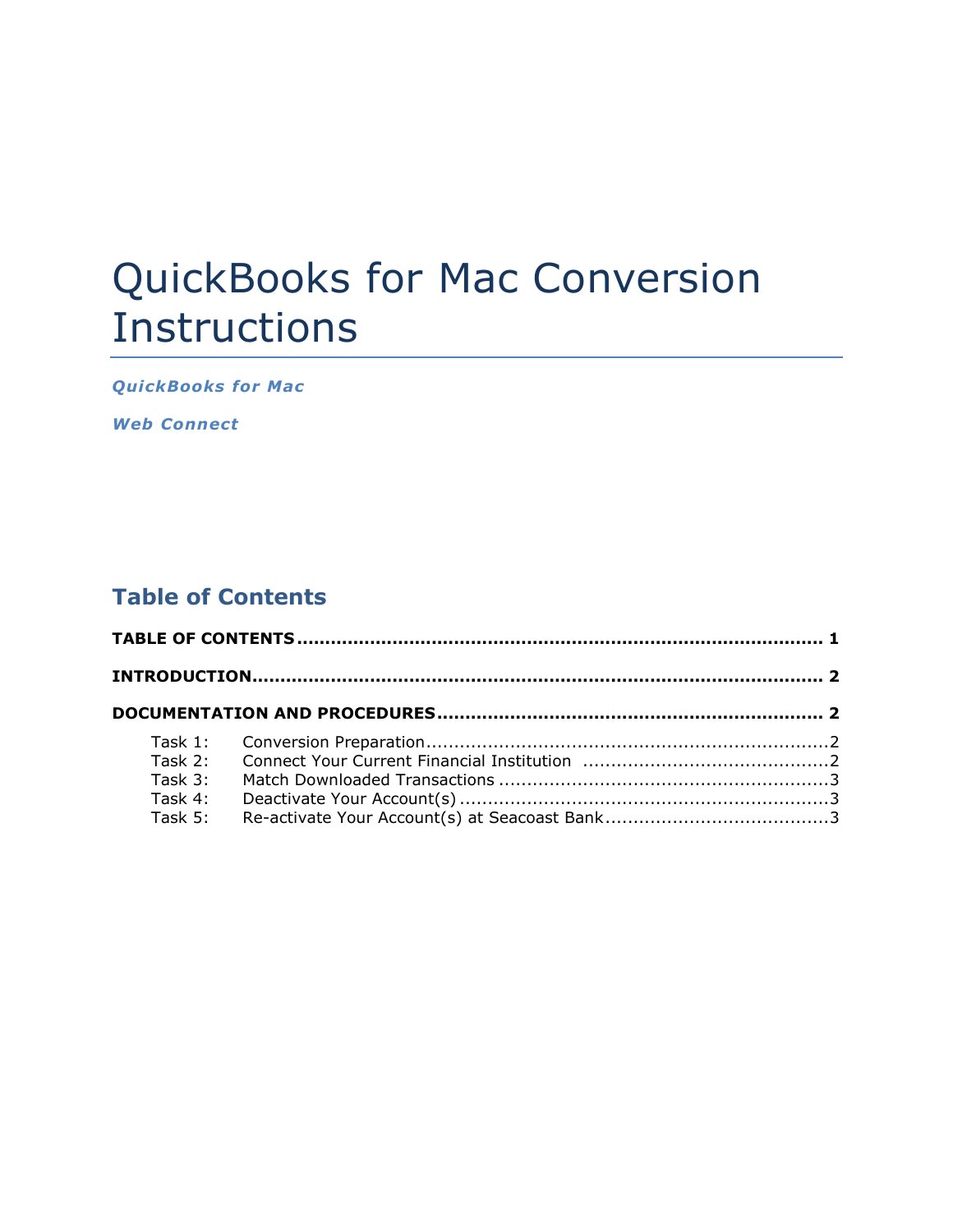# QuickBooks for Mac Conversion Instructions

***QuickBooks for Mac***

***Web Connect***

## Table of Contents

**TABLE OF CONTENTS ............................................................................................ 1**

**INTRODUCTION.................................................................................................... 2**

**DOCUMENTATION AND PROCEDURES .................................................................... 2**

Task 1: Conversion Preparation.......................................................................2
Task 2: Connect Your Current Financial Institution ...........................................2
Task 3: Match Downloaded Transactions ..........................................................3
Task 4: Deactivate Your Account(s) .................................................................3
Task 5: Re-activate Your Account(s) at Seacoast Bank.......................................3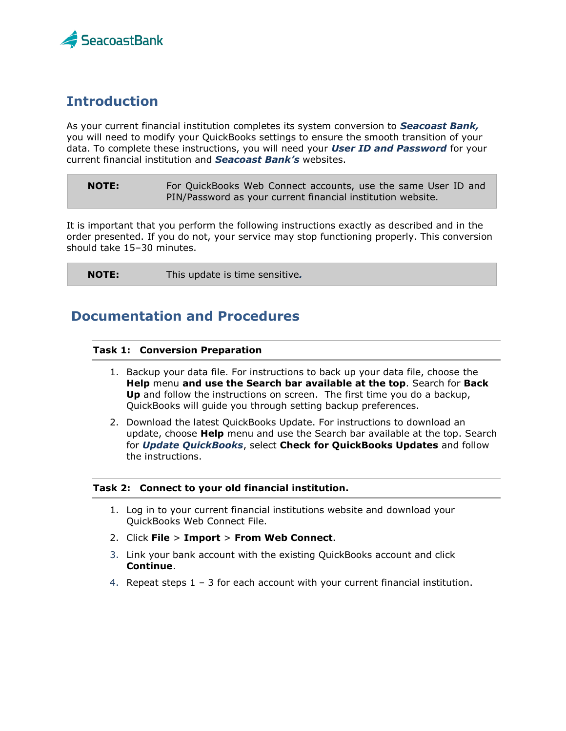## Introduction

As your current financial institution completes its system conversion to ***Seacoast Bank,*** you will need to modify your QuickBooks settings to ensure the smooth transition of your data. To complete these instructions, you will need your ***User ID and Password*** for your current financial institution and ***Seacoast Bank's*** websites.

| **NOTE:** | For QuickBooks Web Connect accounts, use the same User ID and PIN/Password as your current financial institution website. |
|---|---|

It is important that you perform the following instructions exactly as described and in the order presented. If you do not, your service may stop functioning properly. This conversion should take 15–30 minutes.

| **NOTE:** | This update is time sensitive. |
|---|---|

## Documentation and Procedures

### Task 1: Conversion Preparation

1. Backup your data file. For instructions to back up your data file, choose the **Help** menu **and use the Search bar available at the top**. Search for **Back Up** and follow the instructions on screen. The first time you do a backup, QuickBooks will guide you through setting backup preferences.
2. Download the latest QuickBooks Update. For instructions to download an update, choose **Help** menu and use the Search bar available at the top. Search for ***Update QuickBooks***, select **Check for QuickBooks Updates** and follow the instructions.

### Task 2: Connect to your old financial institution.

1. Log in to your current financial institutions website and download your QuickBooks Web Connect File.
2. Click **File** > **Import** > **From Web Connect**.
3. Link your bank account with the existing QuickBooks account and click **Continue**.
4. Repeat steps 1 – 3 for each account with your current financial institution.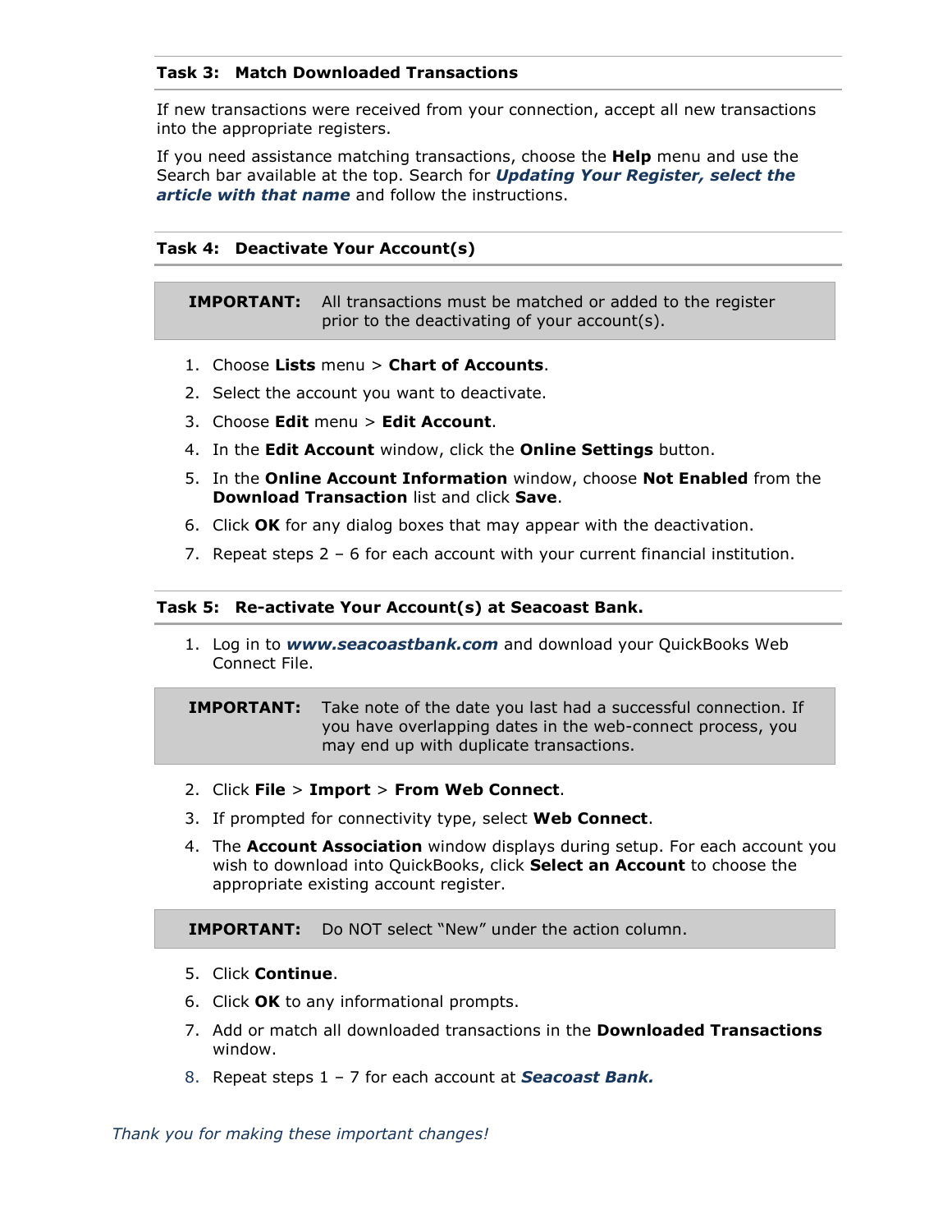### Task 3: Match Downloaded Transactions

If new transactions were received from your connection, accept all new transactions into the appropriate registers.

If you need assistance matching transactions, choose the **Help** menu and use the Search bar available at the top. Search for ***Updating Your Register, select the article with that name*** and follow the instructions.

### Task 4: Deactivate Your Account(s)

> **IMPORTANT:** All transactions must be matched or added to the register prior to the deactivating of your account(s).

1. Choose **Lists** menu > **Chart of Accounts**.
2. Select the account you want to deactivate.
3. Choose **Edit** menu > **Edit Account**.
4. In the **Edit Account** window, click the **Online Settings** button.
5. In the **Online Account Information** window, choose **Not Enabled** from the **Download Transaction** list and click **Save**.
6. Click **OK** for any dialog boxes that may appear with the deactivation.
7. Repeat steps 2 – 6 for each account with your current financial institution.

### Task 5: Re-activate Your Account(s) at Seacoast Bank.

1. Log in to ***www.seacoastbank.com*** and download your QuickBooks Web Connect File.

> **IMPORTANT:** Take note of the date you last had a successful connection. If you have overlapping dates in the web-connect process, you may end up with duplicate transactions.

2. Click **File** > **Import** > **From Web Connect**.
3. If prompted for connectivity type, select **Web Connect**.
4. The **Account Association** window displays during setup. For each account you wish to download into QuickBooks, click **Select an Account** to choose the appropriate existing account register.

> **IMPORTANT:** Do NOT select "New" under the action column.

5. Click **Continue**.
6. Click **OK** to any informational prompts.
7. Add or match all downloaded transactions in the **Downloaded Transactions** window.
8. Repeat steps 1 – 7 for each account at ***Seacoast Bank.***

*Thank you for making these important changes!*